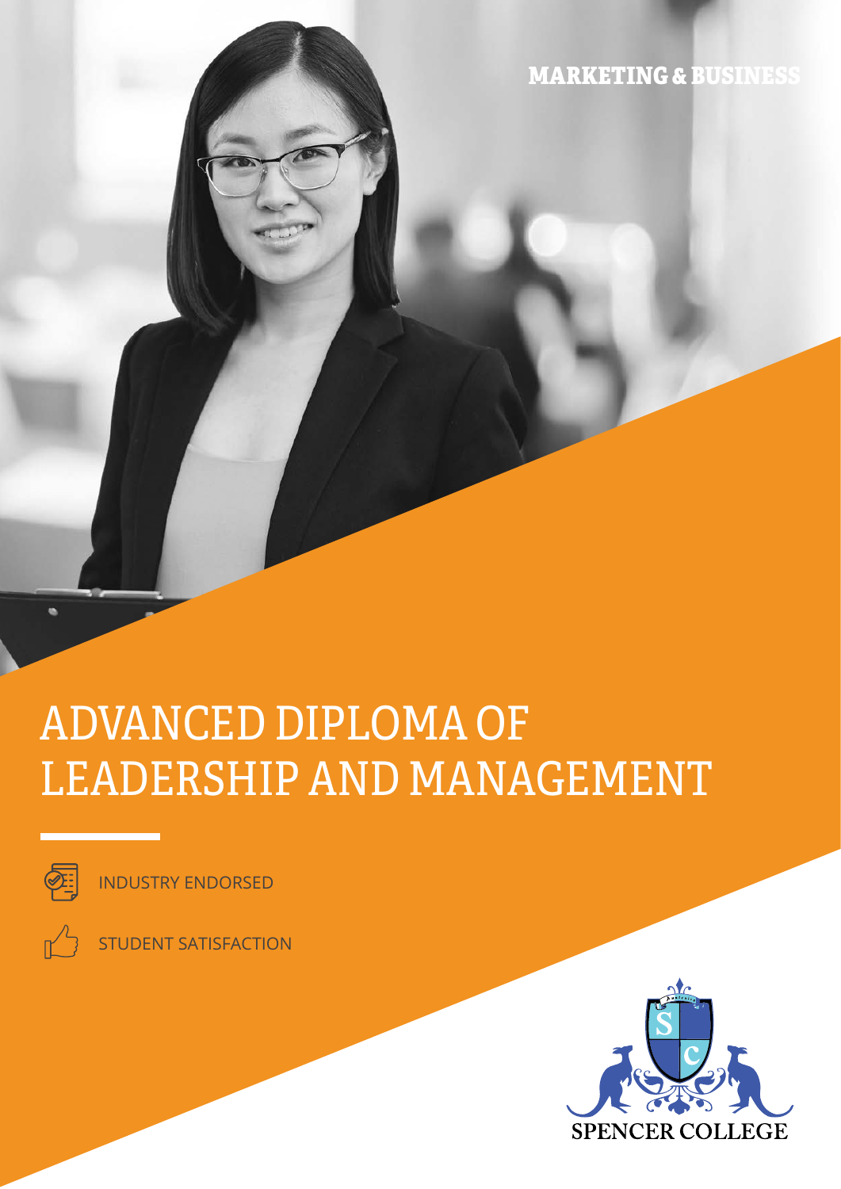MARKETING & BUSINESS

# ADVANCED DIPLOMA OF LEADERSHIP AND MANAGEMENT

INDUSTRY ENDORSED

STUDENT SATISFACTION

SPENCER COLLEGE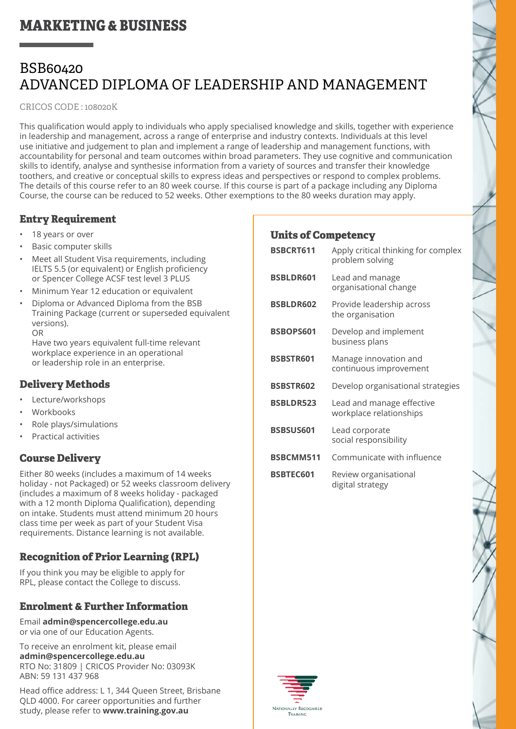# MARKETING & BUSINESS

## BSB60420 ADVANCED DIPLOMA OF LEADERSHIP AND MANAGEMENT

CRICOS CODE : 108020K

This qualification would apply to individuals who apply specialised knowledge and skills, together with experience in leadership and management, across a range of enterprise and industry contexts. Individuals at this level use initiative and judgement to plan and implement a range of leadership and management functions, with accountability for personal and team outcomes within broad parameters. They use cognitive and communication skills to identify, analyse and synthesise information from a variety of sources and transfer their knowledge toothers, and creative or conceptual skills to express ideas and perspectives or respond to complex problems. The details of this course refer to an 80 week course. If this course is part of a package including any Diploma Course, the course can be reduced to 52 weeks. Other exemptions to the 80 weeks duration may apply.

### Entry Requirement

- 18 years or over
- Basic computer skills
- Meet all Student Visa requirements, including IELTS 5.5 (or equivalent) or English proficiency or Spencer College ACSF test level 3 PLUS
- Minimum Year 12 education or equivalent
- Diploma or Advanced Diploma from the BSB Training Package (current or superseded equivalent versions).
  OR
  Have two years equivalent full-time relevant workplace experience in an operational or leadership role in an enterprise.

### Delivery Methods

- Lecture/workshops
- Workbooks
- Role plays/simulations
- Practical activities

### Course Delivery

Either 80 weeks (includes a maximum of 14 weeks holiday - not Packaged) or 52 weeks classroom delivery (includes a maximum of 8 weeks holiday - packaged with a 12 month Diploma Qualification), depending on intake. Students must attend minimum 20 hours class time per week as part of your Student Visa requirements. Distance learning is not available.

### Recognition of Prior Learning (RPL)

If you think you may be eligible to apply for RPL, please contact the College to discuss.

### Enrolment & Further Information

Email **admin@spencercollege.edu.au** or via one of our Education Agents.

To receive an enrolment kit, please email **admin@spencercollege.edu.au**
RTO No: 31809 | CRICOS Provider No: 03093K
ABN: 59 131 437 968

Head office address: L 1, 344 Queen Street, Brisbane QLD 4000. For career opportunities and further study, please refer to **www.training.gov.au**

### Units of Competency

| | |
|---|---|
| **BSBCRT611** | Apply critical thinking for complex problem solving |
| **BSBLDR601** | Lead and manage organisational change |
| **BSBLDR602** | Provide leadership across the organisation |
| **BSBOPS601** | Develop and implement business plans |
| **BSBSTR601** | Manage innovation and continuous improvement |
| **BSBSTR602** | Develop organisational strategies |
| **BSBLDR523** | Lead and manage effective workplace relationships |
| **BSBSUS601** | Lead corporate social responsibility |
| **BSBCMM511** | Communicate with influence |
| **BSBTEC601** | Review organisational digital strategy |

Nationally Recognised Training